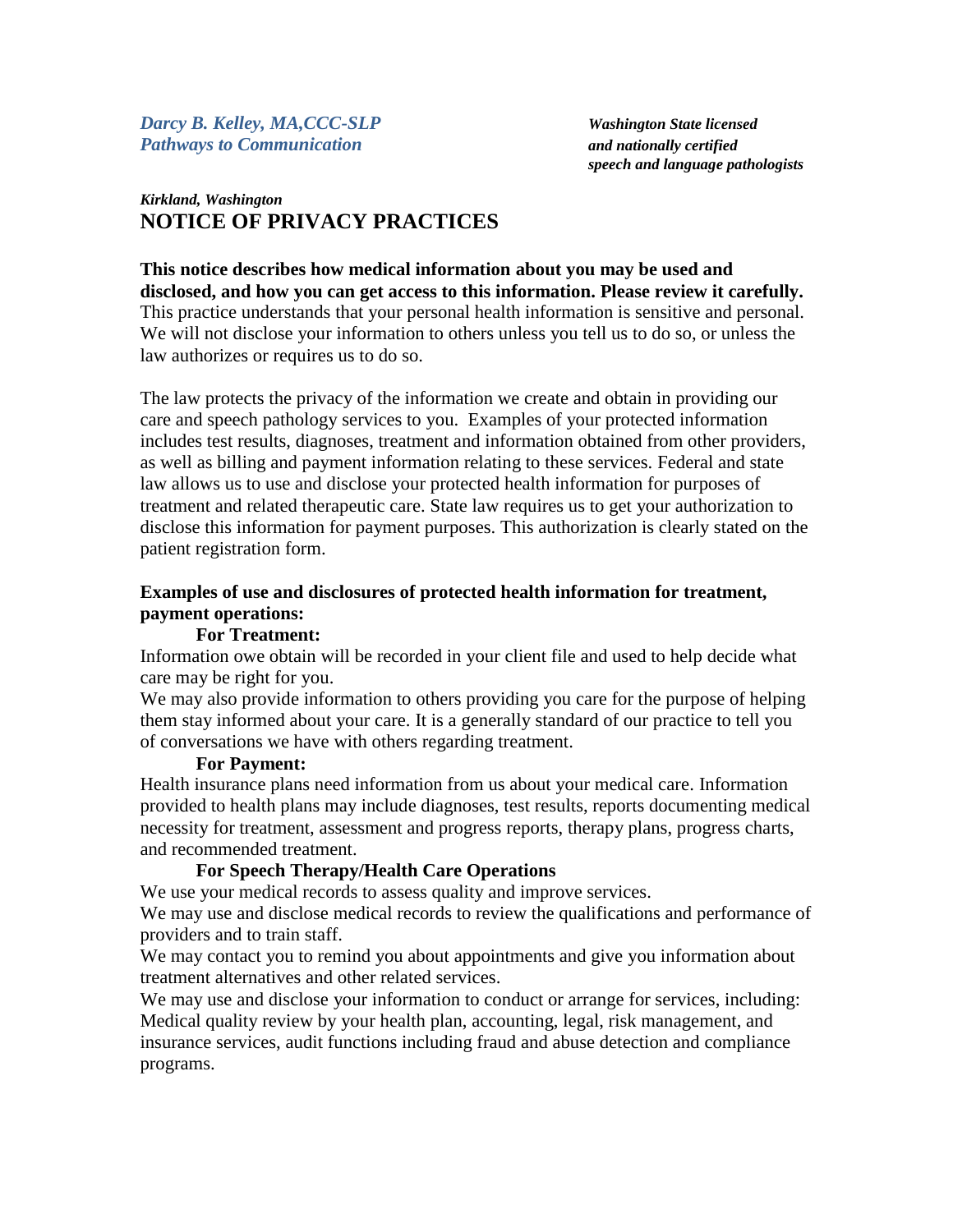*Darcy B. Kelley, MA,CCC-SLP*
*Pathways to Communication*

***Washington State licensed and nationally certified speech and language pathologists***

***Kirkland, Washington***

# NOTICE OF PRIVACY PRACTICES

**This notice describes how medical information about you may be used and disclosed, and how you can get access to this information. Please review it carefully.** This practice understands that your personal health information is sensitive and personal. We will not disclose your information to others unless you tell us to do so, or unless the law authorizes or requires us to do so.

The law protects the privacy of the information we create and obtain in providing our care and speech pathology services to you. Examples of your protected information includes test results, diagnoses, treatment and information obtained from other providers, as well as billing and payment information relating to these services. Federal and state law allows us to use and disclose your protected health information for purposes of treatment and related therapeutic care. State law requires us to get your authorization to disclose this information for payment purposes. This authorization is clearly stated on the patient registration form.

## Examples of use and disclosures of protected health information for treatment, payment operations:

### For Treatment:

Information owe obtain will be recorded in your client file and used to help decide what care may be right for you.

We may also provide information to others providing you care for the purpose of helping them stay informed about your care. It is a generally standard of our practice to tell you of conversations we have with others regarding treatment.

### For Payment:

Health insurance plans need information from us about your medical care. Information provided to health plans may include diagnoses, test results, reports documenting medical necessity for treatment, assessment and progress reports, therapy plans, progress charts, and recommended treatment.

### For Speech Therapy/Health Care Operations

We use your medical records to assess quality and improve services.

We may use and disclose medical records to review the qualifications and performance of providers and to train staff.

We may contact you to remind you about appointments and give you information about treatment alternatives and other related services.

We may use and disclose your information to conduct or arrange for services, including: Medical quality review by your health plan, accounting, legal, risk management, and insurance services, audit functions including fraud and abuse detection and compliance programs.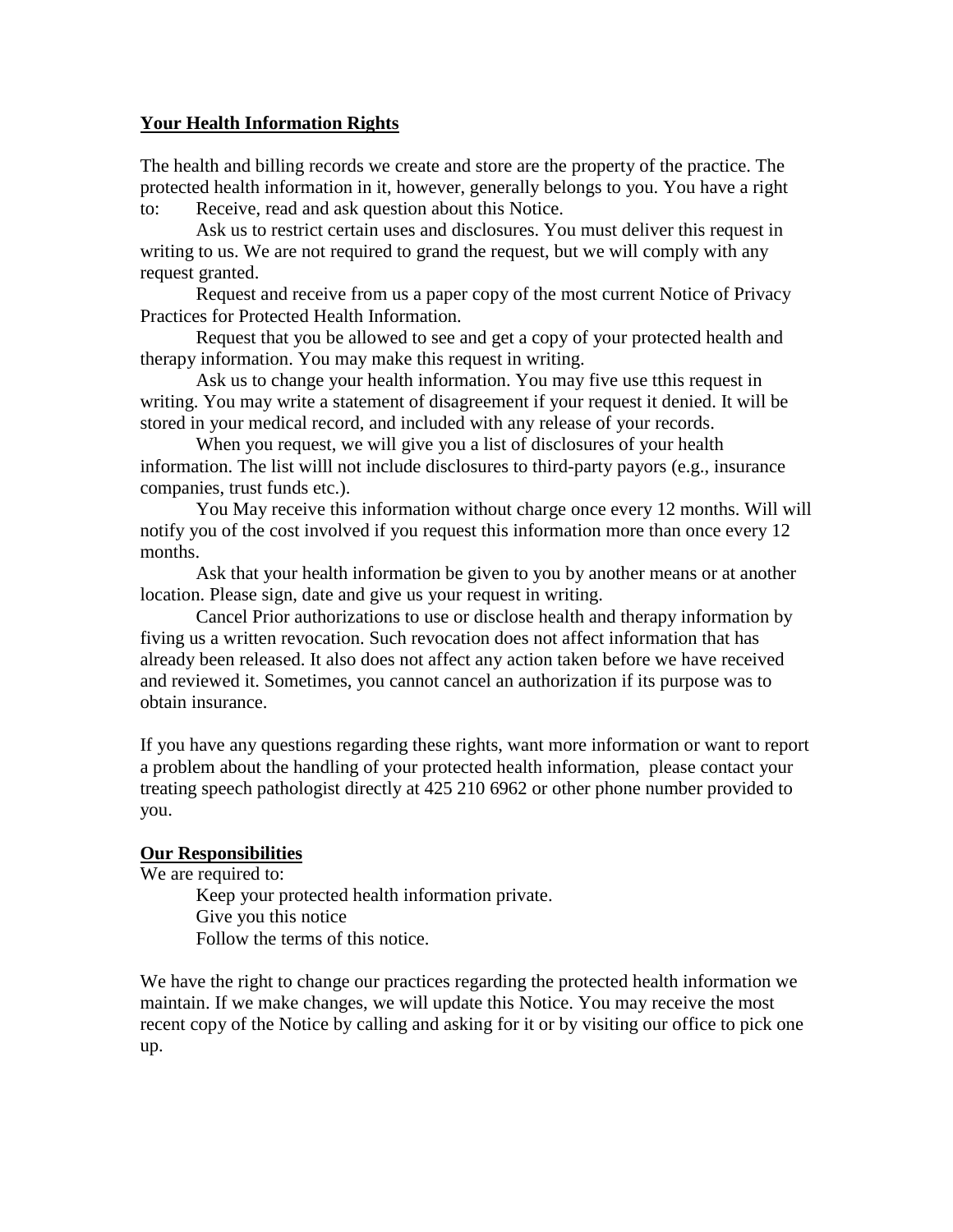**Your Health Information Rights**

The health and billing records we create and store are the property of the practice. The protected health information in it, however, generally belongs to you. You have a right to:

Receive, read and ask question about this Notice.

Ask us to restrict certain uses and disclosures. You must deliver this request in writing to us. We are not required to grand the request, but we will comply with any request granted.

Request and receive from us a paper copy of the most current Notice of Privacy Practices for Protected Health Information.

Request that you be allowed to see and get a copy of your protected health and therapy information. You may make this request in writing.

Ask us to change your health information. You may five use tthis request in writing. You may write a statement of disagreement if your request it denied. It will be stored in your medical record, and included with any release of your records.

When you request, we will give you a list of disclosures of your health information. The list willl not include disclosures to third-party payors (e.g., insurance companies, trust funds etc.).

You May receive this information without charge once every 12 months. Will will notify you of the cost involved if you request this information more than once every 12 months.

Ask that your health information be given to you by another means or at another location. Please sign, date and give us your request in writing.

Cancel Prior authorizations to use or disclose health and therapy information by fiving us a written revocation. Such revocation does not affect information that has already been released. It also does not affect any action taken before we have received and reviewed it. Sometimes, you cannot cancel an authorization if its purpose was to obtain insurance.

If you have any questions regarding these rights, want more information or want to report a problem about the handling of your protected health information, please contact your treating speech pathologist directly at 425 210 6962 or other phone number provided to you.

**Our Responsibilities**

We are required to:

Keep your protected health information private.

Give you this notice

Follow the terms of this notice.

We have the right to change our practices regarding the protected health information we maintain. If we make changes, we will update this Notice. You may receive the most recent copy of the Notice by calling and asking for it or by visiting our office to pick one up.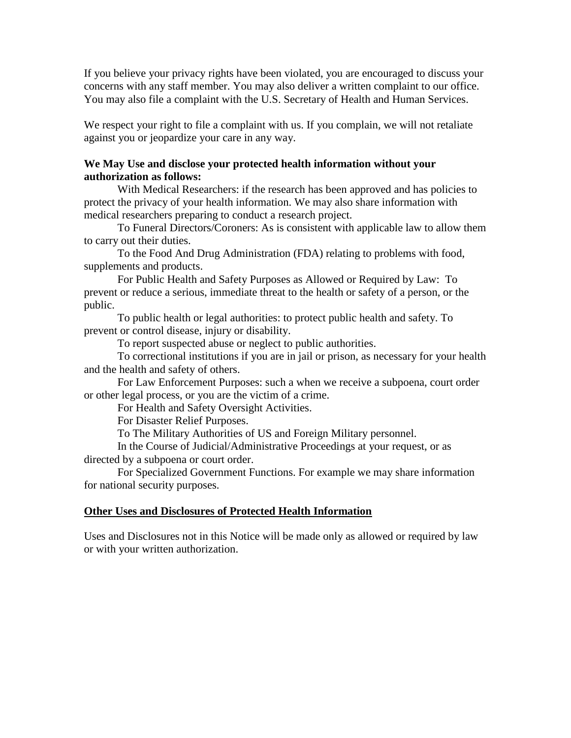If you believe your privacy rights have been violated, you are encouraged to discuss your concerns with any staff member. You may also deliver a written complaint to our office. You may also file a complaint with the U.S. Secretary of Health and Human Services.

We respect your right to file a complaint with us. If you complain, we will not retaliate against you or jeopardize your care in any way.

**We May Use and disclose your protected health information without your authorization as follows:**

With Medical Researchers: if the research has been approved and has policies to protect the privacy of your health information. We may also share information with medical researchers preparing to conduct a research project.

To Funeral Directors/Coroners: As is consistent with applicable law to allow them to carry out their duties.

To the Food And Drug Administration (FDA) relating to problems with food, supplements and products.

For Public Health and Safety Purposes as Allowed or Required by Law: To prevent or reduce a serious, immediate threat to the health or safety of a person, or the public.

To public health or legal authorities: to protect public health and safety. To prevent or control disease, injury or disability.

To report suspected abuse or neglect to public authorities.

To correctional institutions if you are in jail or prison, as necessary for your health and the health and safety of others.

For Law Enforcement Purposes: such a when we receive a subpoena, court order or other legal process, or you are the victim of a crime.

For Health and Safety Oversight Activities.

For Disaster Relief Purposes.

To The Military Authorities of US and Foreign Military personnel.

In the Course of Judicial/Administrative Proceedings at your request, or as directed by a subpoena or court order.

For Specialized Government Functions. For example we may share information for national security purposes.

**<u>Other Uses and Disclosures of Protected Health Information</u>**

Uses and Disclosures not in this Notice will be made only as allowed or required by law or with your written authorization.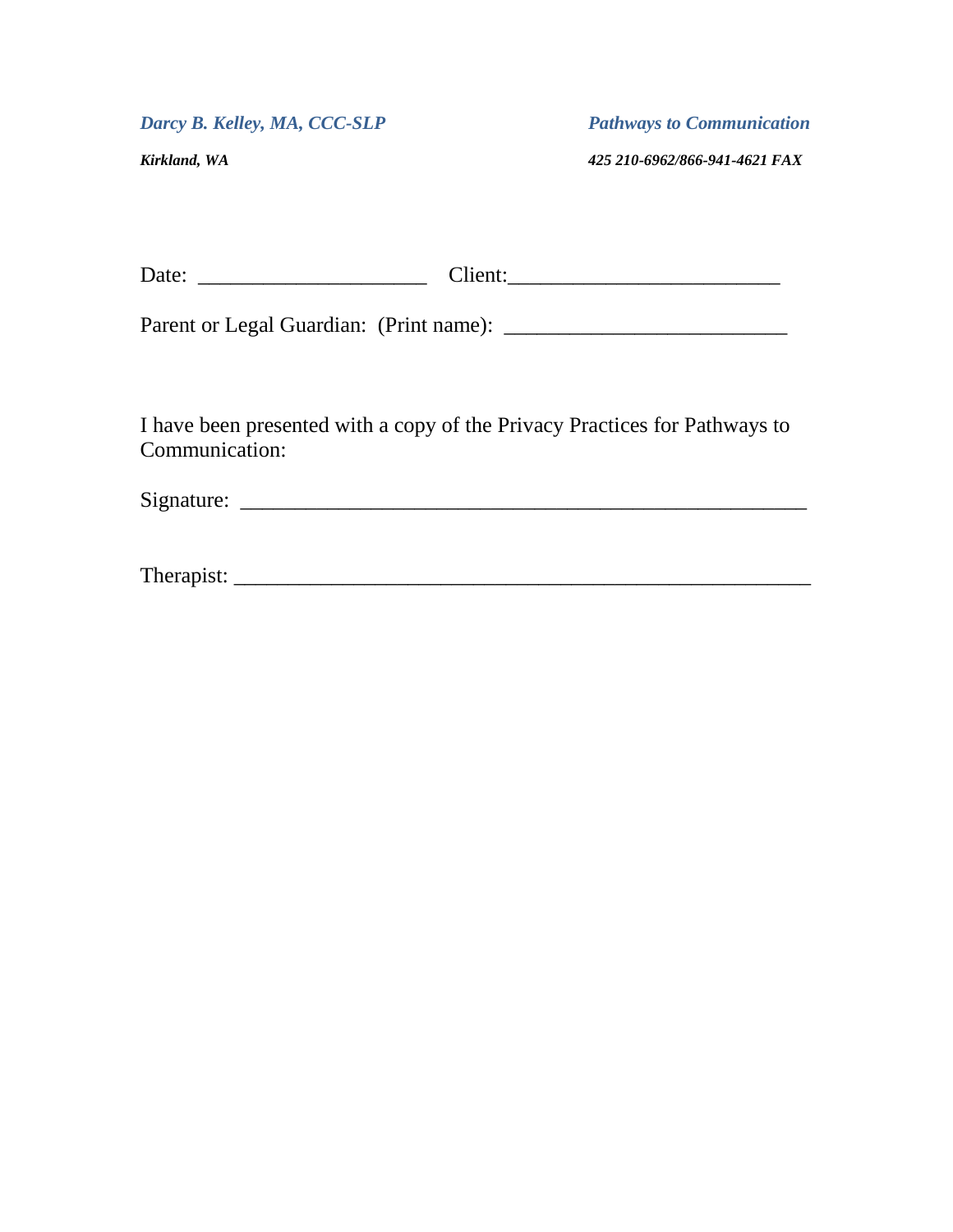*Darcy B. Kelley, MA, CCC-SLP* *Pathways to Communication*

***Kirkland, WA*** ***425 210-6962/866-941-4621 FAX***

Date: _____________________ Client:_________________________

Parent or Legal Guardian: (Print name): __________________________

I have been presented with a copy of the Privacy Practices for Pathways to Communication:

Signature: _____________________________________________________

Therapist: ______________________________________________________